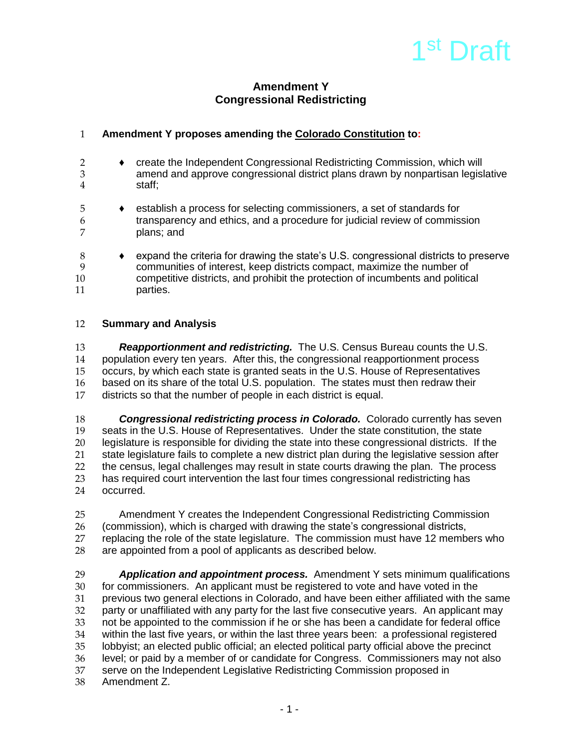1[st] Draft

# Amendment Y
## Congressional Redistricting

**Amendment Y proposes amending the Colorado Constitution to:**

- create the Independent Congressional Redistricting Commission, which will amend and approve congressional district plans drawn by nonpartisan legislative staff;
- establish a process for selecting commissioners, a set of standards for transparency and ethics, and a procedure for judicial review of commission plans; and
- expand the criteria for drawing the state's U.S. congressional districts to preserve communities of interest, keep districts compact, maximize the number of competitive districts, and prohibit the protection of incumbents and political parties.

**Summary and Analysis**

***Reapportionment and redistricting.*** The U.S. Census Bureau counts the U.S. population every ten years. After this, the congressional reapportionment process occurs, by which each state is granted seats in the U.S. House of Representatives based on its share of the total U.S. population. The states must then redraw their districts so that the number of people in each district is equal.

***Congressional redistricting process in Colorado.*** Colorado currently has seven seats in the U.S. House of Representatives. Under the state constitution, the state legislature is responsible for dividing the state into these congressional districts. If the state legislature fails to complete a new district plan during the legislative session after the census, legal challenges may result in state courts drawing the plan. The process has required court intervention the last four times congressional redistricting has occurred.

Amendment Y creates the Independent Congressional Redistricting Commission (commission), which is charged with drawing the state's congressional districts, replacing the role of the state legislature. The commission must have 12 members who are appointed from a pool of applicants as described below.

***Application and appointment process.*** Amendment Y sets minimum qualifications for commissioners. An applicant must be registered to vote and have voted in the previous two general elections in Colorado, and have been either affiliated with the same party or unaffiliated with any party for the last five consecutive years. An applicant may not be appointed to the commission if he or she has been a candidate for federal office within the last five years, or within the last three years been: a professional registered lobbyist; an elected public official; an elected political party official above the precinct level; or paid by a member of or candidate for Congress. Commissioners may not also serve on the Independent Legislative Redistricting Commission proposed in Amendment Z.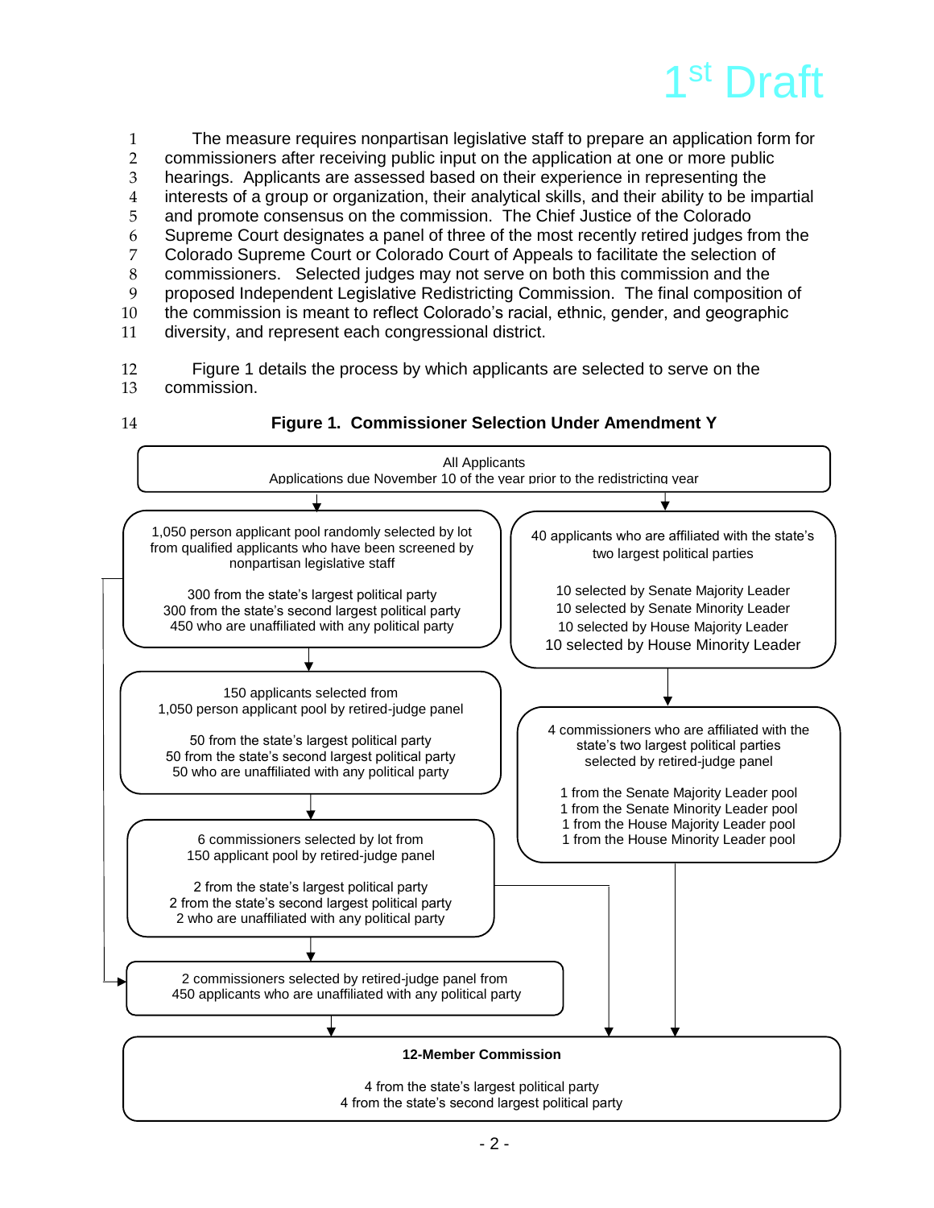1st Draft

The measure requires nonpartisan legislative staff to prepare an application form for commissioners after receiving public input on the application at one or more public hearings. Applicants are assessed based on their experience in representing the interests of a group or organization, their analytical skills, and their ability to be impartial and promote consensus on the commission. The Chief Justice of the Colorado Supreme Court designates a panel of three of the most recently retired judges from the Colorado Supreme Court or Colorado Court of Appeals to facilitate the selection of commissioners. Selected judges may not serve on both this commission and the proposed Independent Legislative Redistricting Commission. The final composition of the commission is meant to reflect Colorado's racial, ethnic, gender, and geographic diversity, and represent each congressional district.

Figure 1 details the process by which applicants are selected to serve on the commission.

**Figure 1. Commissioner Selection Under Amendment Y**

All Applicants
Applications due November 10 of the year prior to the redistricting year

1,050 person applicant pool randomly selected by lot from qualified applicants who have been screened by nonpartisan legislative staff

300 from the state's largest political party
300 from the state's second largest political party
450 who are unaffiliated with any political party

150 applicants selected from 1,050 person applicant pool by retired-judge panel

50 from the state's largest political party
50 from the state's second largest political party
50 who are unaffiliated with any political party

6 commissioners selected by lot from 150 applicant pool by retired-judge panel

2 from the state's largest political party
2 from the state's second largest political party
2 who are unaffiliated with any political party

2 commissioners selected by retired-judge panel from 450 applicants who are unaffiliated with any political party

40 applicants who are affiliated with the state's two largest political parties

10 selected by Senate Majority Leader
10 selected by Senate Minority Leader
10 selected by House Majority Leader
10 selected by House Minority Leader

4 commissioners who are affiliated with the state's two largest political parties selected by retired-judge panel

1 from the Senate Majority Leader pool
1 from the Senate Minority Leader pool
1 from the House Majority Leader pool
1 from the House Minority Leader pool

**12-Member Commission**

4 from the state's largest political party
4 from the state's second largest political party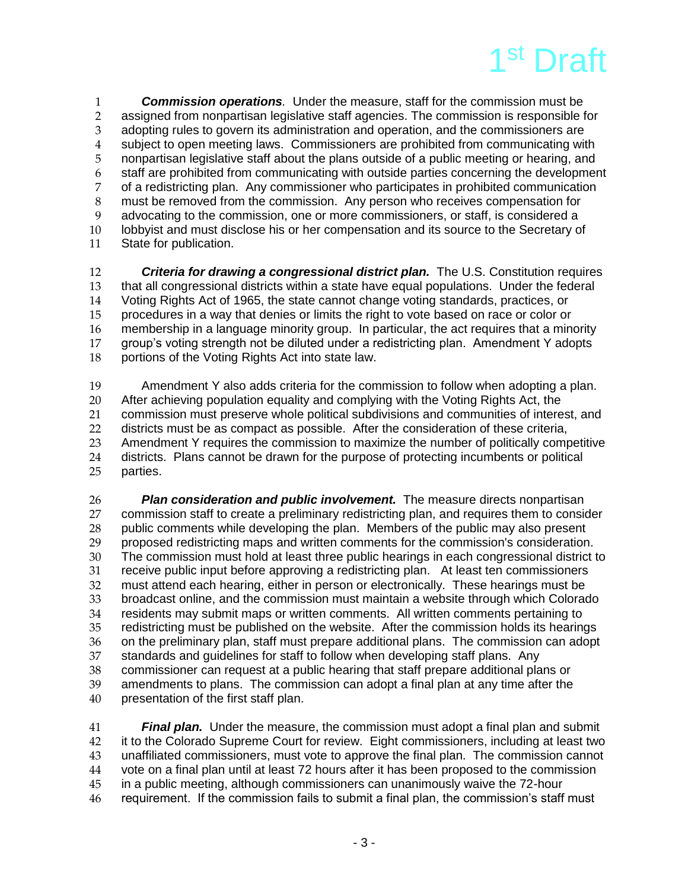***Commission operations.*** Under the measure, staff for the commission must be assigned from nonpartisan legislative staff agencies. The commission is responsible for adopting rules to govern its administration and operation, and the commissioners are subject to open meeting laws. Commissioners are prohibited from communicating with nonpartisan legislative staff about the plans outside of a public meeting or hearing, and staff are prohibited from communicating with outside parties concerning the development of a redistricting plan. Any commissioner who participates in prohibited communication must be removed from the commission. Any person who receives compensation for advocating to the commission, one or more commissioners, or staff, is considered a lobbyist and must disclose his or her compensation and its source to the Secretary of State for publication.

***Criteria for drawing a congressional district plan.*** The U.S. Constitution requires that all congressional districts within a state have equal populations. Under the federal Voting Rights Act of 1965, the state cannot change voting standards, practices, or procedures in a way that denies or limits the right to vote based on race or color or membership in a language minority group. In particular, the act requires that a minority group's voting strength not be diluted under a redistricting plan. Amendment Y adopts portions of the Voting Rights Act into state law.

Amendment Y also adds criteria for the commission to follow when adopting a plan. After achieving population equality and complying with the Voting Rights Act, the commission must preserve whole political subdivisions and communities of interest, and districts must be as compact as possible. After the consideration of these criteria, Amendment Y requires the commission to maximize the number of politically competitive districts. Plans cannot be drawn for the purpose of protecting incumbents or political parties.

***Plan consideration and public involvement.*** The measure directs nonpartisan commission staff to create a preliminary redistricting plan, and requires them to consider public comments while developing the plan. Members of the public may also present proposed redistricting maps and written comments for the commission's consideration. The commission must hold at least three public hearings in each congressional district to receive public input before approving a redistricting plan. At least ten commissioners must attend each hearing, either in person or electronically. These hearings must be broadcast online, and the commission must maintain a website through which Colorado residents may submit maps or written comments. All written comments pertaining to redistricting must be published on the website. After the commission holds its hearings on the preliminary plan, staff must prepare additional plans. The commission can adopt standards and guidelines for staff to follow when developing staff plans. Any commissioner can request at a public hearing that staff prepare additional plans or amendments to plans. The commission can adopt a final plan at any time after the presentation of the first staff plan.

***Final plan.*** Under the measure, the commission must adopt a final plan and submit it to the Colorado Supreme Court for review. Eight commissioners, including at least two unaffiliated commissioners, must vote to approve the final plan. The commission cannot vote on a final plan until at least 72 hours after it has been proposed to the commission in a public meeting, although commissioners can unanimously waive the 72-hour requirement. If the commission fails to submit a final plan, the commission's staff must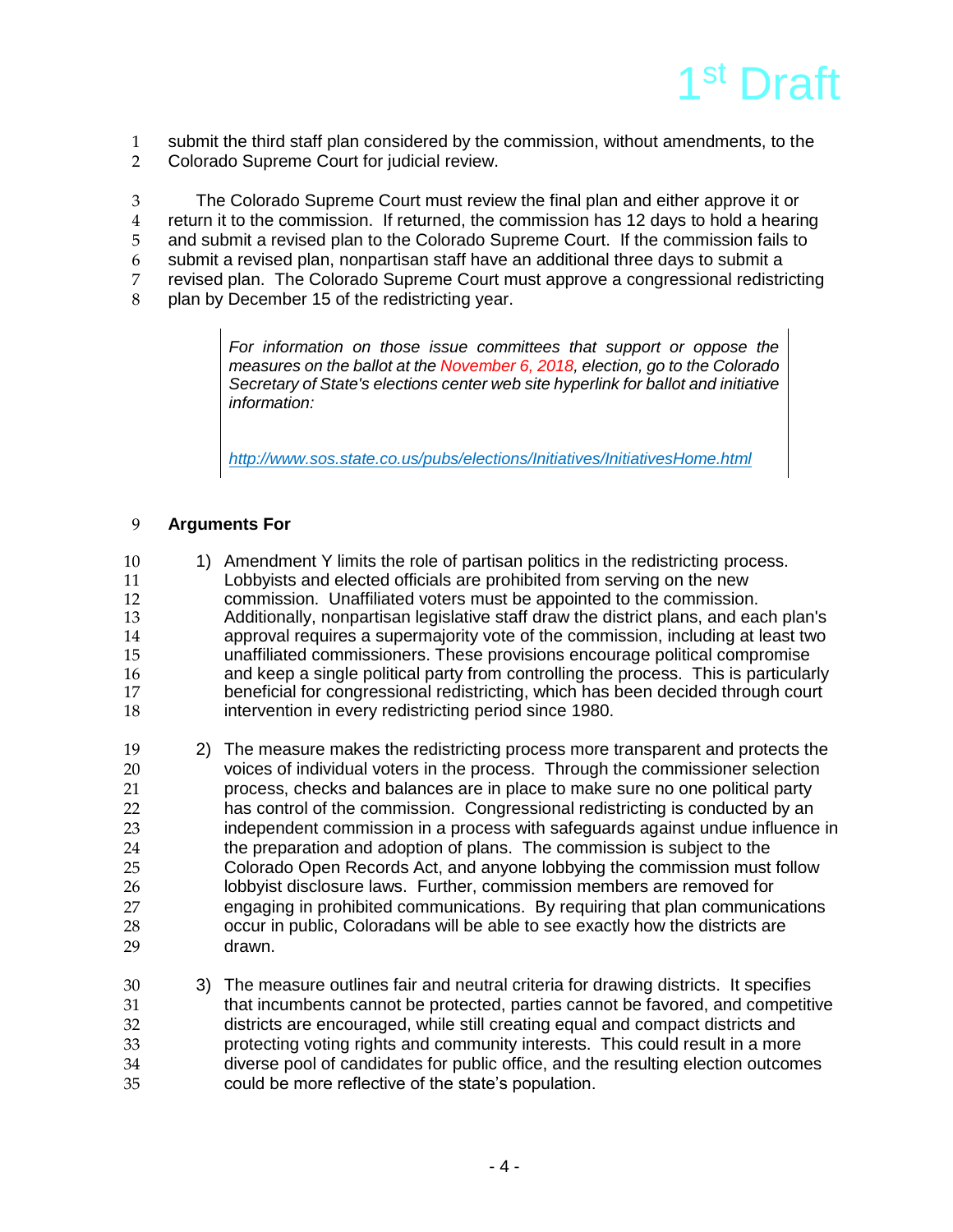submit the third staff plan considered by the commission, without amendments, to the Colorado Supreme Court for judicial review.

The Colorado Supreme Court must review the final plan and either approve it or return it to the commission. If returned, the commission has 12 days to hold a hearing and submit a revised plan to the Colorado Supreme Court. If the commission fails to submit a revised plan, nonpartisan staff have an additional three days to submit a revised plan. The Colorado Supreme Court must approve a congressional redistricting plan by December 15 of the redistricting year.

> *For information on those issue committees that support or oppose the measures on the ballot at the November 6, 2018, election, go to the Colorado Secretary of State's elections center web site hyperlink for ballot and initiative information:*
>
> *http://www.sos.state.co.us/pubs/elections/Initiatives/InitiativesHome.html*

**Arguments For**

1) Amendment Y limits the role of partisan politics in the redistricting process. Lobbyists and elected officials are prohibited from serving on the new commission. Unaffiliated voters must be appointed to the commission. Additionally, nonpartisan legislative staff draw the district plans, and each plan's approval requires a supermajority vote of the commission, including at least two unaffiliated commissioners. These provisions encourage political compromise and keep a single political party from controlling the process. This is particularly beneficial for congressional redistricting, which has been decided through court intervention in every redistricting period since 1980.

2) The measure makes the redistricting process more transparent and protects the voices of individual voters in the process. Through the commissioner selection process, checks and balances are in place to make sure no one political party has control of the commission. Congressional redistricting is conducted by an independent commission in a process with safeguards against undue influence in the preparation and adoption of plans. The commission is subject to the Colorado Open Records Act, and anyone lobbying the commission must follow lobbyist disclosure laws. Further, commission members are removed for engaging in prohibited communications. By requiring that plan communications occur in public, Coloradans will be able to see exactly how the districts are drawn.

3) The measure outlines fair and neutral criteria for drawing districts. It specifies that incumbents cannot be protected, parties cannot be favored, and competitive districts are encouraged, while still creating equal and compact districts and protecting voting rights and community interests. This could result in a more diverse pool of candidates for public office, and the resulting election outcomes could be more reflective of the state's population.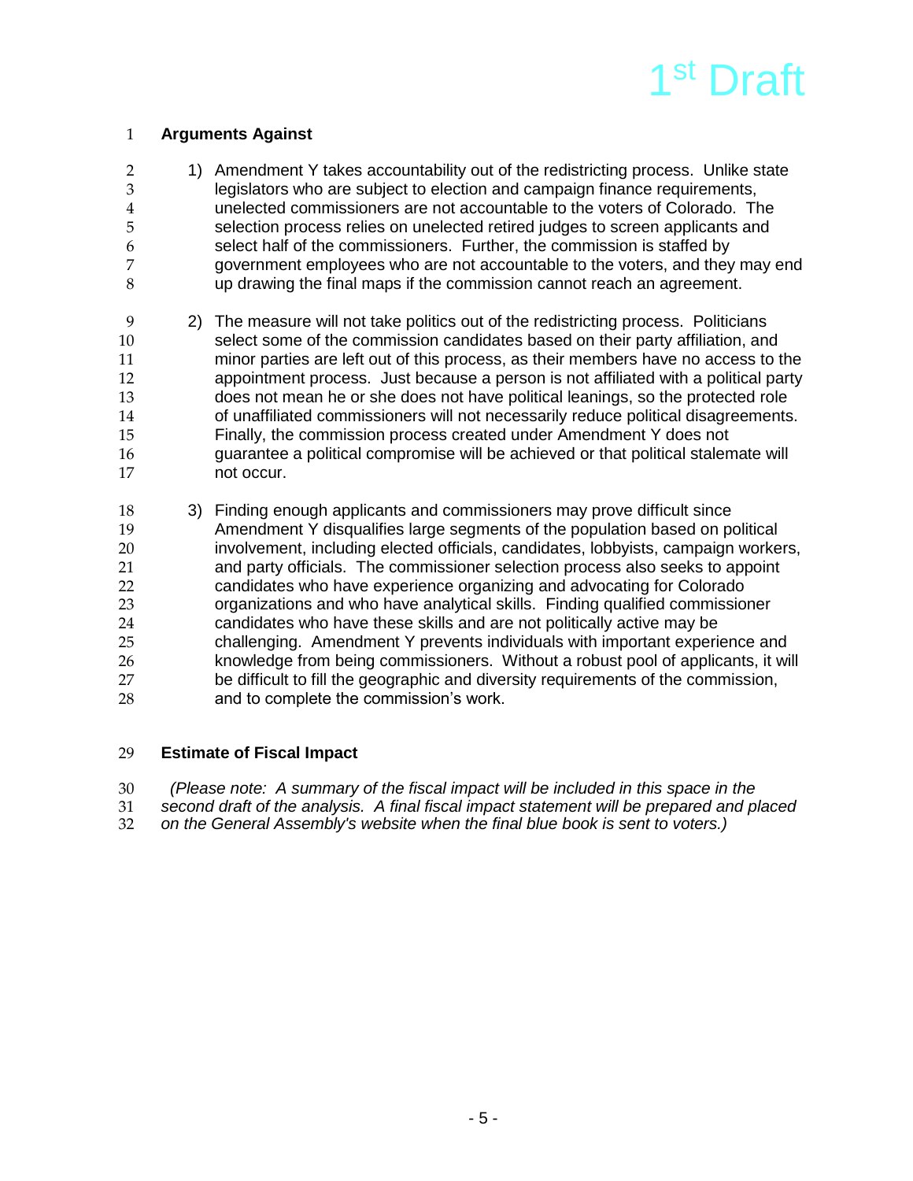1^st Draft

## Arguments Against

1) Amendment Y takes accountability out of the redistricting process. Unlike state legislators who are subject to election and campaign finance requirements, unelected commissioners are not accountable to the voters of Colorado. The selection process relies on unelected retired judges to screen applicants and select half of the commissioners. Further, the commission is staffed by government employees who are not accountable to the voters, and they may end up drawing the final maps if the commission cannot reach an agreement.

2) The measure will not take politics out of the redistricting process. Politicians select some of the commission candidates based on their party affiliation, and minor parties are left out of this process, as their members have no access to the appointment process. Just because a person is not affiliated with a political party does not mean he or she does not have political leanings, so the protected role of unaffiliated commissioners will not necessarily reduce political disagreements. Finally, the commission process created under Amendment Y does not guarantee a political compromise will be achieved or that political stalemate will not occur.

3) Finding enough applicants and commissioners may prove difficult since Amendment Y disqualifies large segments of the population based on political involvement, including elected officials, candidates, lobbyists, campaign workers, and party officials. The commissioner selection process also seeks to appoint candidates who have experience organizing and advocating for Colorado organizations and who have analytical skills. Finding qualified commissioner candidates who have these skills and are not politically active may be challenging. Amendment Y prevents individuals with important experience and knowledge from being commissioners. Without a robust pool of applicants, it will be difficult to fill the geographic and diversity requirements of the commission, and to complete the commission's work.

## Estimate of Fiscal Impact

*(Please note: A summary of the fiscal impact will be included in this space in the second draft of the analysis. A final fiscal impact statement will be prepared and placed on the General Assembly's website when the final blue book is sent to voters.)*